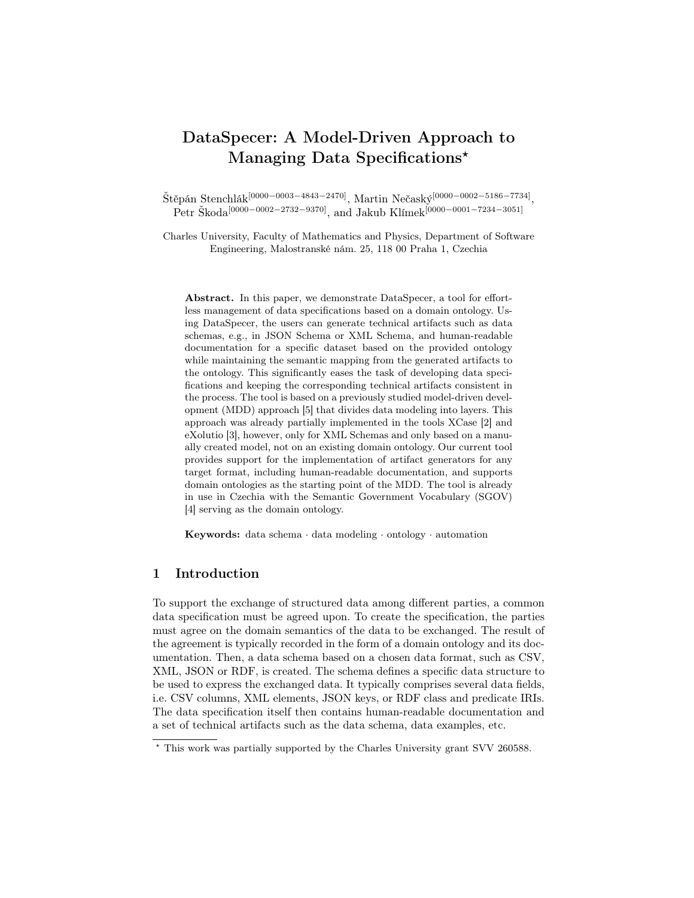# DataSpecer: A Model-Driven Approach to Managing Data Specifications*

Štěpán Stenchlák[0000−0003−4843−2470], Martin Nečaský[0000−0002−5186−7734], Petr Škoda[0000−0002−2732−9370], and Jakub Klímek[0000−0001−7234−3051]

Charles University, Faculty of Mathematics and Physics, Department of Software Engineering, Malostranské nám. 25, 118 00 Praha 1, Czechia

**Abstract.** In this paper, we demonstrate DataSpecer, a tool for effortless management of data specifications based on a domain ontology. Using DataSpecer, the users can generate technical artifacts such as data schemas, e.g., in JSON Schema or XML Schema, and human-readable documentation for a specific dataset based on the provided ontology while maintaining the semantic mapping from the generated artifacts to the ontology. This significantly eases the task of developing data specifications and keeping the corresponding technical artifacts consistent in the process. The tool is based on a previously studied model-driven development (MDD) approach [5] that divides data modeling into layers. This approach was already partially implemented in the tools XCase [2] and eXolutio [3], however, only for XML Schemas and only based on a manually created model, not on an existing domain ontology. Our current tool provides support for the implementation of artifact generators for any target format, including human-readable documentation, and supports domain ontologies as the starting point of the MDD. The tool is already in use in Czechia with the Semantic Government Vocabulary (SGOV) [4] serving as the domain ontology.

**Keywords:** data schema · data modeling · ontology · automation

## 1 Introduction

To support the exchange of structured data among different parties, a common data specification must be agreed upon. To create the specification, the parties must agree on the domain semantics of the data to be exchanged. The result of the agreement is typically recorded in the form of a domain ontology and its documentation. Then, a data schema based on a chosen data format, such as CSV, XML, JSON or RDF, is created. The schema defines a specific data structure to be used to express the exchanged data. It typically comprises several data fields, i.e. CSV columns, XML elements, JSON keys, or RDF class and predicate IRIs. The data specification itself then contains human-readable documentation and a set of technical artifacts such as the data schema, data examples, etc.

* This work was partially supported by the Charles University grant SVV 260588.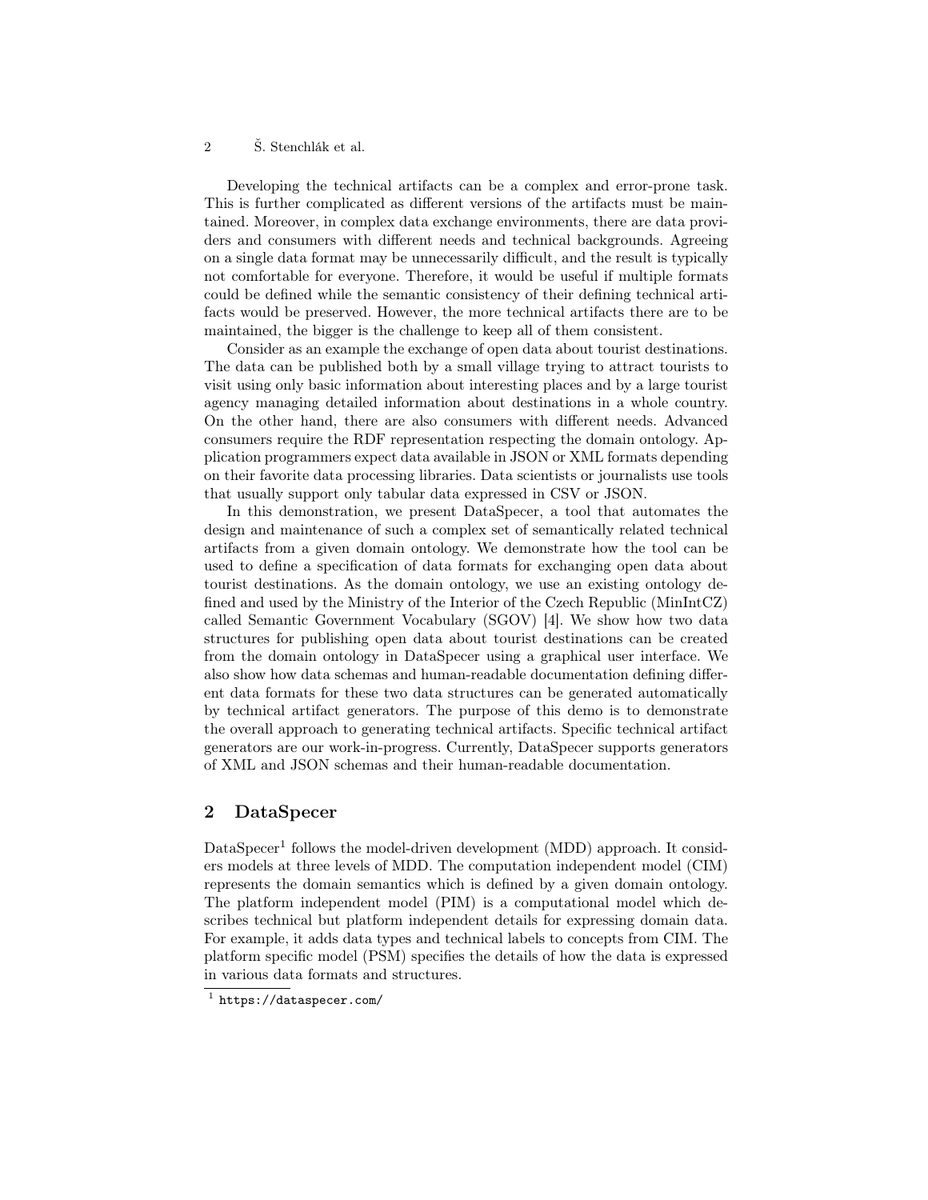Developing the technical artifacts can be a complex and error-prone task. This is further complicated as different versions of the artifacts must be maintained. Moreover, in complex data exchange environments, there are data providers and consumers with different needs and technical backgrounds. Agreeing on a single data format may be unnecessarily difficult, and the result is typically not comfortable for everyone. Therefore, it would be useful if multiple formats could be defined while the semantic consistency of their defining technical artifacts would be preserved. However, the more technical artifacts there are to be maintained, the bigger is the challenge to keep all of them consistent.

Consider as an example the exchange of open data about tourist destinations. The data can be published both by a small village trying to attract tourists to visit using only basic information about interesting places and by a large tourist agency managing detailed information about destinations in a whole country. On the other hand, there are also consumers with different needs. Advanced consumers require the RDF representation respecting the domain ontology. Application programmers expect data available in JSON or XML formats depending on their favorite data processing libraries. Data scientists or journalists use tools that usually support only tabular data expressed in CSV or JSON.

In this demonstration, we present DataSpecer, a tool that automates the design and maintenance of such a complex set of semantically related technical artifacts from a given domain ontology. We demonstrate how the tool can be used to define a specification of data formats for exchanging open data about tourist destinations. As the domain ontology, we use an existing ontology defined and used by the Ministry of the Interior of the Czech Republic (MinIntCZ) called Semantic Government Vocabulary (SGOV) [4]. We show how two data structures for publishing open data about tourist destinations can be created from the domain ontology in DataSpecer using a graphical user interface. We also show how data schemas and human-readable documentation defining different data formats for these two data structures can be generated automatically by technical artifact generators. The purpose of this demo is to demonstrate the overall approach to generating technical artifacts. Specific technical artifact generators are our work-in-progress. Currently, DataSpecer supports generators of XML and JSON schemas and their human-readable documentation.

## 2 DataSpecer

DataSpecer[1] follows the model-driven development (MDD) approach. It considers models at three levels of MDD. The computation independent model (CIM) represents the domain semantics which is defined by a given domain ontology. The platform independent model (PIM) is a computational model which describes technical but platform independent details for expressing domain data. For example, it adds data types and technical labels to concepts from CIM. The platform specific model (PSM) specifies the details of how the data is expressed in various data formats and structures.

[1] `https://dataspecer.com/`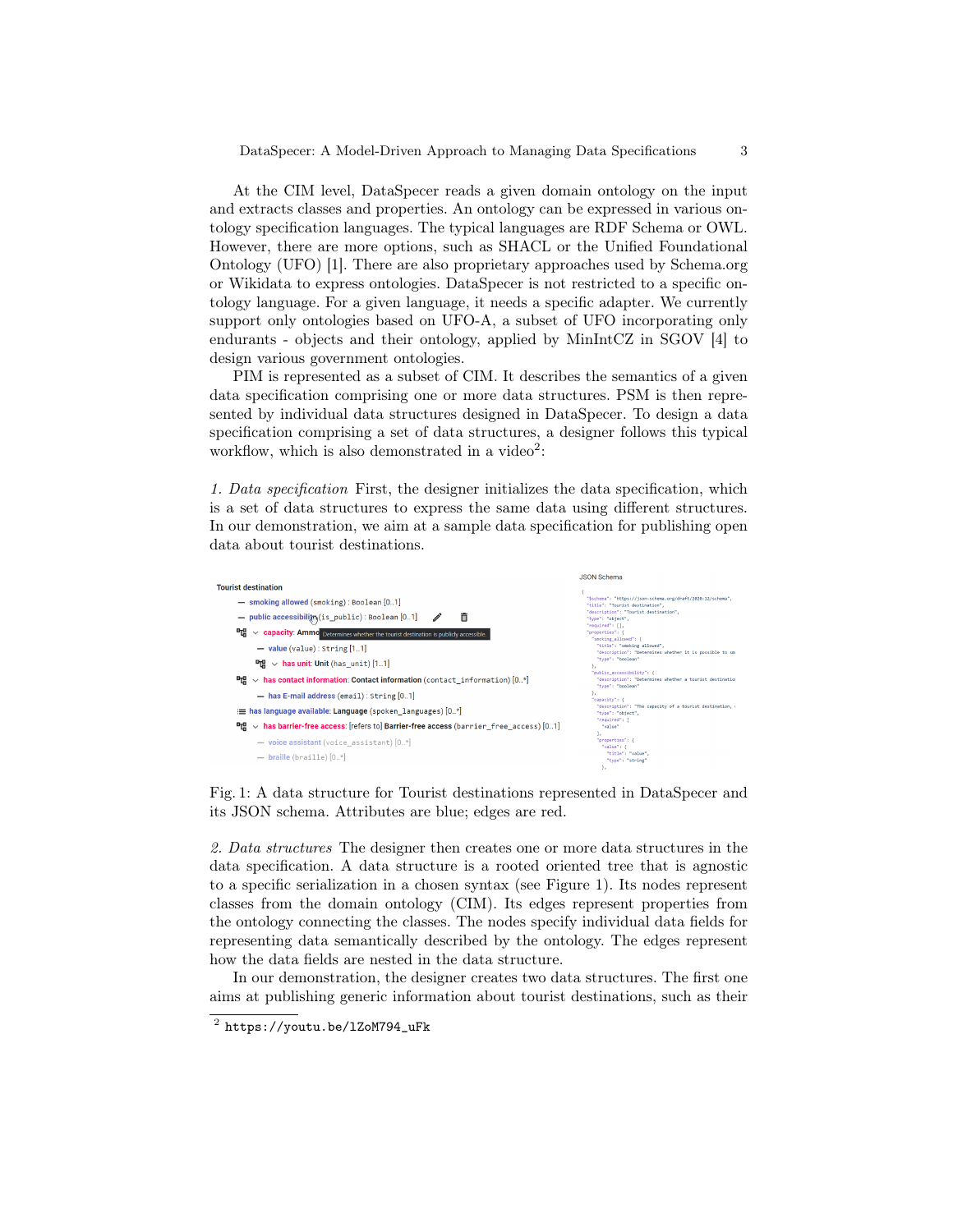At the CIM level, DataSpecer reads a given domain ontology on the input and extracts classes and properties. An ontology can be expressed in various ontology specification languages. The typical languages are RDF Schema or OWL. However, there are more options, such as SHACL or the Unified Foundational Ontology (UFO) [1]. There are also proprietary approaches used by Schema.org or Wikidata to express ontologies. DataSpecer is not restricted to a specific ontology language. For a given language, it needs a specific adapter. We currently support only ontologies based on UFO-A, a subset of UFO incorporating only endurants - objects and their ontology, applied by MinIntCZ in SGOV [4] to design various government ontologies.

PIM is represented as a subset of CIM. It describes the semantics of a given data specification comprising one or more data structures. PSM is then represented by individual data structures designed in DataSpecer. To design a data specification comprising a set of data structures, a designer follows this typical workflow, which is also demonstrated in a video[2]:

*1. Data specification* First, the designer initializes the data specification, which is a set of data structures to express the same data using different structures. In our demonstration, we aim at a sample data specification for publishing open data about tourist destinations.

Fig. 1: A data structure for Tourist destinations represented in DataSpecer and its JSON schema. Attributes are blue; edges are red.

*2. Data structures* The designer then creates one or more data structures in the data specification. A data structure is a rooted oriented tree that is agnostic to a specific serialization in a chosen syntax (see Figure 1). Its nodes represent classes from the domain ontology (CIM). Its edges represent properties from the ontology connecting the classes. The nodes specify individual data fields for representing data semantically described by the ontology. The edges represent how the data fields are nested in the data structure.

In our demonstration, the designer creates two data structures. The first one aims at publishing generic information about tourist destinations, such as their

[2] https://youtu.be/lZoM794_uFk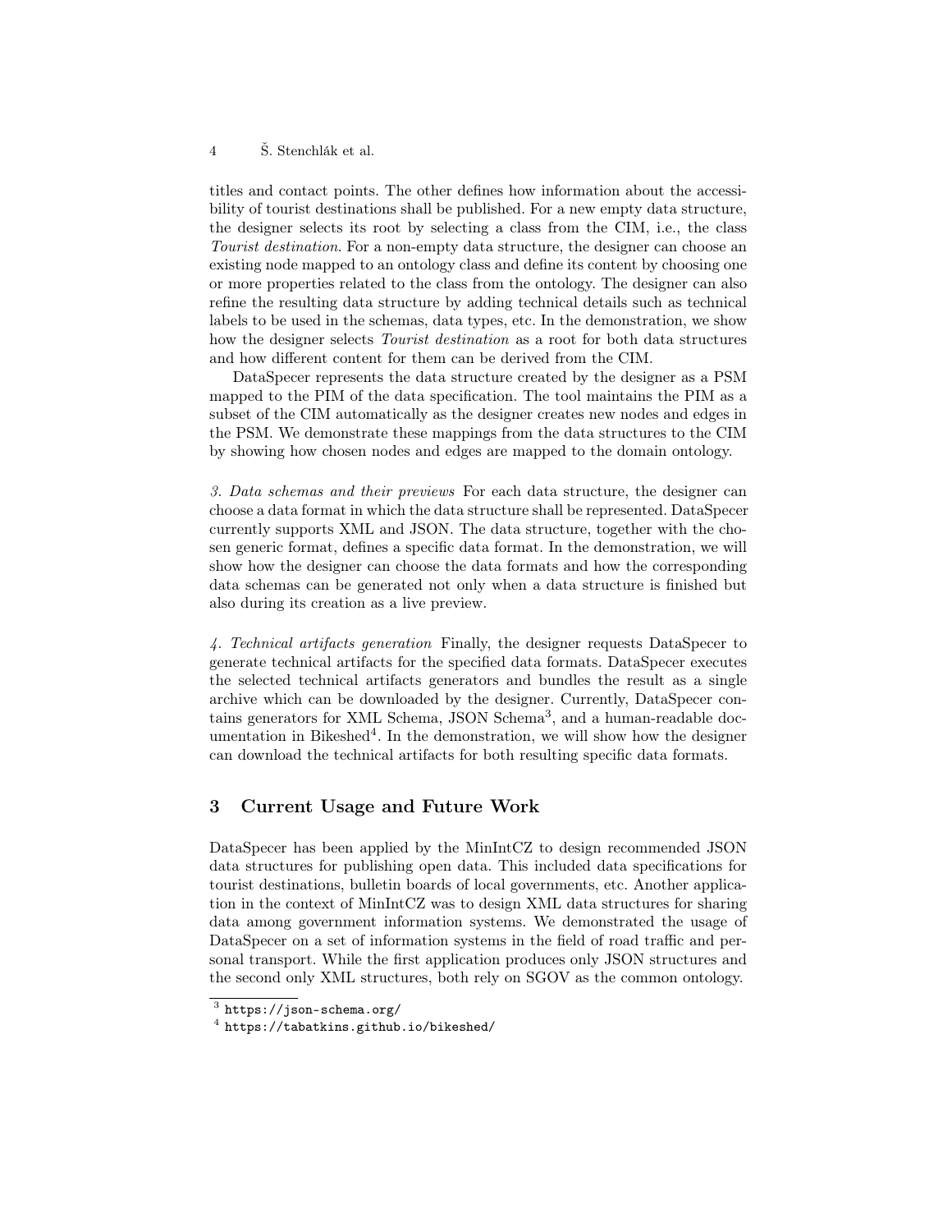titles and contact points. The other defines how information about the accessibility of tourist destinations shall be published. For a new empty data structure, the designer selects its root by selecting a class from the CIM, i.e., the class *Tourist destination*. For a non-empty data structure, the designer can choose an existing node mapped to an ontology class and define its content by choosing one or more properties related to the class from the ontology. The designer can also refine the resulting data structure by adding technical details such as technical labels to be used in the schemas, data types, etc. In the demonstration, we show how the designer selects *Tourist destination* as a root for both data structures and how different content for them can be derived from the CIM.

DataSpecer represents the data structure created by the designer as a PSM mapped to the PIM of the data specification. The tool maintains the PIM as a subset of the CIM automatically as the designer creates new nodes and edges in the PSM. We demonstrate these mappings from the data structures to the CIM by showing how chosen nodes and edges are mapped to the domain ontology.

*3. Data schemas and their previews* For each data structure, the designer can choose a data format in which the data structure shall be represented. DataSpecer currently supports XML and JSON. The data structure, together with the chosen generic format, defines a specific data format. In the demonstration, we will show how the designer can choose the data formats and how the corresponding data schemas can be generated not only when a data structure is finished but also during its creation as a live preview.

*4. Technical artifacts generation* Finally, the designer requests DataSpecer to generate technical artifacts for the specified data formats. DataSpecer executes the selected technical artifacts generators and bundles the result as a single archive which can be downloaded by the designer. Currently, DataSpecer contains generators for XML Schema, JSON Schema[3], and a human-readable documentation in Bikeshed[4]. In the demonstration, we will show how the designer can download the technical artifacts for both resulting specific data formats.

## 3 Current Usage and Future Work

DataSpecer has been applied by the MinIntCZ to design recommended JSON data structures for publishing open data. This included data specifications for tourist destinations, bulletin boards of local governments, etc. Another application in the context of MinIntCZ was to design XML data structures for sharing data among government information systems. We demonstrated the usage of DataSpecer on a set of information systems in the field of road traffic and personal transport. While the first application produces only JSON structures and the second only XML structures, both rely on SGOV as the common ontology.

[3] `https://json-schema.org/`

[4] `https://tabatkins.github.io/bikeshed/`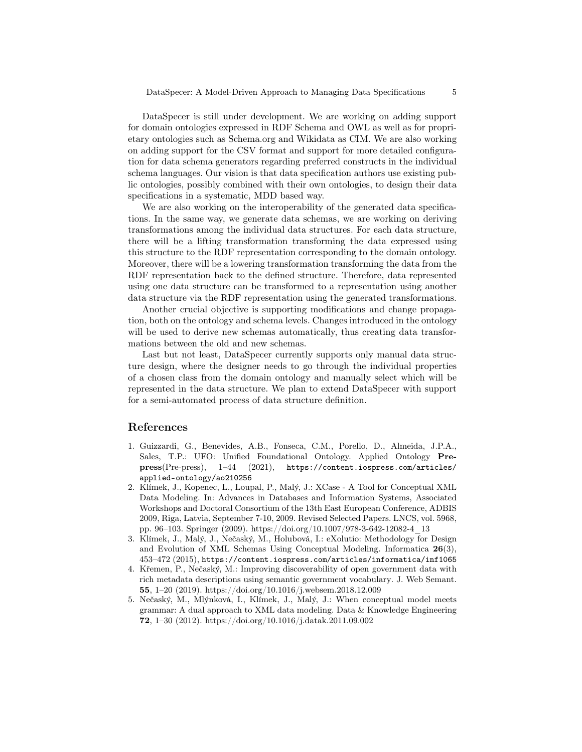DataSpecer is still under development. We are working on adding support for domain ontologies expressed in RDF Schema and OWL as well as for proprietary ontologies such as Schema.org and Wikidata as CIM. We are also working on adding support for the CSV format and support for more detailed configuration for data schema generators regarding preferred constructs in the individual schema languages. Our vision is that data specification authors use existing public ontologies, possibly combined with their own ontologies, to design their data specifications in a systematic, MDD based way.

We are also working on the interoperability of the generated data specifications. In the same way, we generate data schemas, we are working on deriving transformations among the individual data structures. For each data structure, there will be a lifting transformation transforming the data expressed using this structure to the RDF representation corresponding to the domain ontology. Moreover, there will be a lowering transformation transforming the data from the RDF representation back to the defined structure. Therefore, data represented using one data structure can be transformed to a representation using another data structure via the RDF representation using the generated transformations.

Another crucial objective is supporting modifications and change propagation, both on the ontology and schema levels. Changes introduced in the ontology will be used to derive new schemas automatically, thus creating data transformations between the old and new schemas.

Last but not least, DataSpecer currently supports only manual data structure design, where the designer needs to go through the individual properties of a chosen class from the domain ontology and manually select which will be represented in the data structure. We plan to extend DataSpecer with support for a semi-automated process of data structure definition.

## References

1. Guizzardi, G., Benevides, A.B., Fonseca, C.M., Porello, D., Almeida, J.P.A., Sales, T.P.: UFO: Unified Foundational Ontology. Applied Ontology **Pre-press**(Pre-press), 1–44 (2021), `https://content.iospress.com/articles/applied-ontology/ao210256`
2. Klímek, J., Kopenec, L., Loupal, P., Malý, J.: XCase - A Tool for Conceptual XML Data Modeling. In: Advances in Databases and Information Systems, Associated Workshops and Doctoral Consortium of the 13th East European Conference, ADBIS 2009, Riga, Latvia, September 7-10, 2009. Revised Selected Papers. LNCS, vol. 5968, pp. 96–103. Springer (2009). https://doi.org/10.1007/978-3-642-12082-4_13
3. Klímek, J., Malý, J., Nečaský, M., Holubová, I.: eXolutio: Methodology for Design and Evolution of XML Schemas Using Conceptual Modeling. Informatica **26**(3), 453–472 (2015), `https://content.iospress.com/articles/informatica/inf1065`
4. Křemen, P., Nečaský, M.: Improving discoverability of open government data with rich metadata descriptions using semantic government vocabulary. J. Web Semant. **55**, 1–20 (2019). https://doi.org/10.1016/j.websem.2018.12.009
5. Nečaský, M., Mlýnková, I., Klímek, J., Malý, J.: When conceptual model meets grammar: A dual approach to XML data modeling. Data & Knowledge Engineering **72**, 1–30 (2012). https://doi.org/10.1016/j.datak.2011.09.002